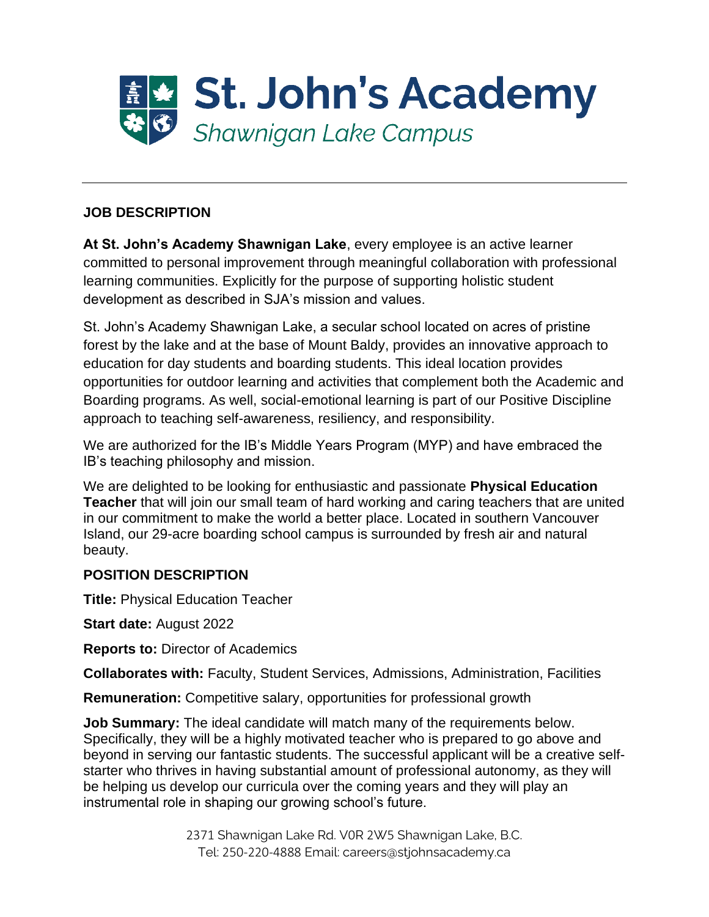# St. John's Academy

*Shawnigan Lake Campus*

---

## JOB DESCRIPTION

**At St. John's Academy Shawnigan Lake**, every employee is an active learner committed to personal improvement through meaningful collaboration with professional learning communities. Explicitly for the purpose of supporting holistic student development as described in SJA's mission and values.

St. John's Academy Shawnigan Lake, a secular school located on acres of pristine forest by the lake and at the base of Mount Baldy, provides an innovative approach to education for day students and boarding students. This ideal location provides opportunities for outdoor learning and activities that complement both the Academic and Boarding programs. As well, social-emotional learning is part of our Positive Discipline approach to teaching self-awareness, resiliency, and responsibility.

We are authorized for the IB's Middle Years Program (MYP) and have embraced the IB's teaching philosophy and mission.

We are delighted to be looking for enthusiastic and passionate **Physical Education Teacher** that will join our small team of hard working and caring teachers that are united in our commitment to make the world a better place. Located in southern Vancouver Island, our 29-acre boarding school campus is surrounded by fresh air and natural beauty.

## POSITION DESCRIPTION

**Title:** Physical Education Teacher

**Start date:** August 2022

**Reports to:** Director of Academics

**Collaborates with:** Faculty, Student Services, Admissions, Administration, Facilities

**Remuneration:** Competitive salary, opportunities for professional growth

**Job Summary:** The ideal candidate will match many of the requirements below. Specifically, they will be a highly motivated teacher who is prepared to go above and beyond in serving our fantastic students. The successful applicant will be a creative self-starter who thrives in having substantial amount of professional autonomy, as they will be helping us develop our curricula over the coming years and they will play an instrumental role in shaping our growing school's future.

2371 Shawnigan Lake Rd. V0R 2W5 Shawnigan Lake, B.C.
Tel: 250-220-4888 Email: careers@stjohnsacademy.ca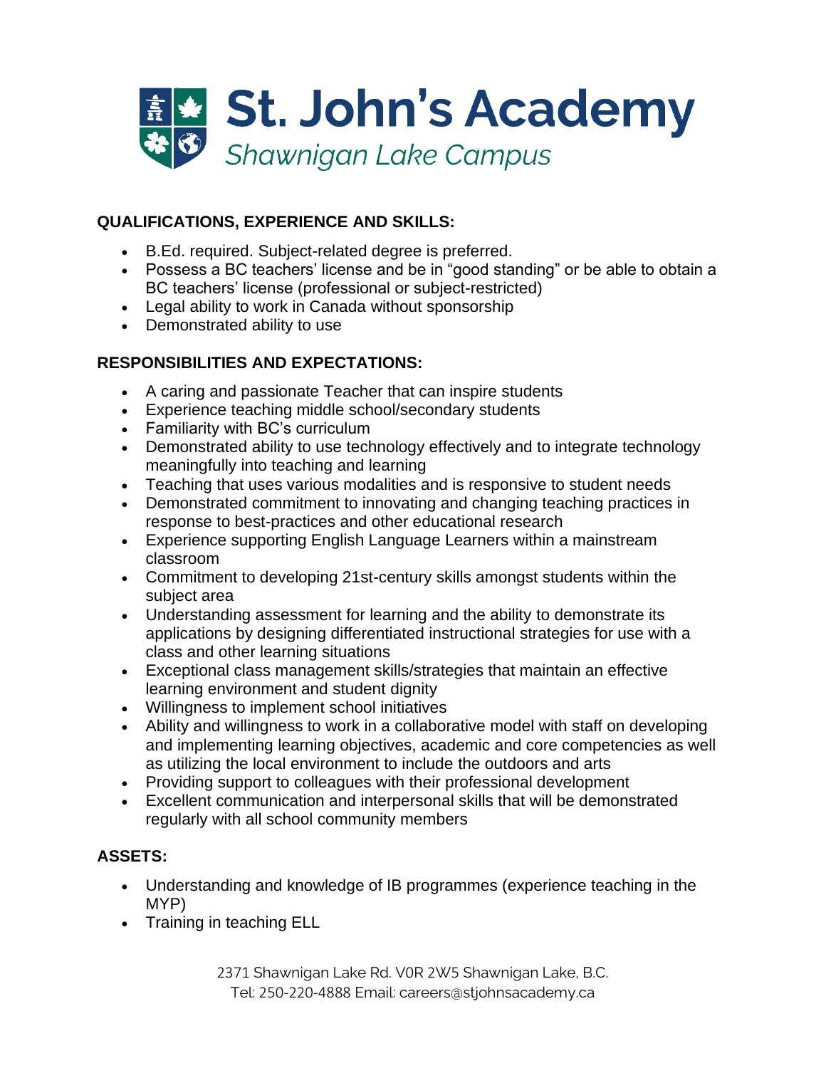# St. John's Academy

*Shawnigan Lake Campus*

## QUALIFICATIONS, EXPERIENCE AND SKILLS:

- B.Ed. required. Subject-related degree is preferred.
- Possess a BC teachers' license and be in "good standing" or be able to obtain a BC teachers' license (professional or subject-restricted)
- Legal ability to work in Canada without sponsorship
- Demonstrated ability to use

## RESPONSIBILITIES AND EXPECTATIONS:

- A caring and passionate Teacher that can inspire students
- Experience teaching middle school/secondary students
- Familiarity with BC's curriculum
- Demonstrated ability to use technology effectively and to integrate technology meaningfully into teaching and learning
- Teaching that uses various modalities and is responsive to student needs
- Demonstrated commitment to innovating and changing teaching practices in response to best-practices and other educational research
- Experience supporting English Language Learners within a mainstream classroom
- Commitment to developing 21st-century skills amongst students within the subject area
- Understanding assessment for learning and the ability to demonstrate its applications by designing differentiated instructional strategies for use with a class and other learning situations
- Exceptional class management skills/strategies that maintain an effective learning environment and student dignity
- Willingness to implement school initiatives
- Ability and willingness to work in a collaborative model with staff on developing and implementing learning objectives, academic and core competencies as well as utilizing the local environment to include the outdoors and arts
- Providing support to colleagues with their professional development
- Excellent communication and interpersonal skills that will be demonstrated regularly with all school community members

## ASSETS:

- Understanding and knowledge of IB programmes (experience teaching in the MYP)
- Training in teaching ELL

2371 Shawnigan Lake Rd. V0R 2W5 Shawnigan Lake, B.C.
Tel: 250-220-4888 Email: careers@stjohnsacademy.ca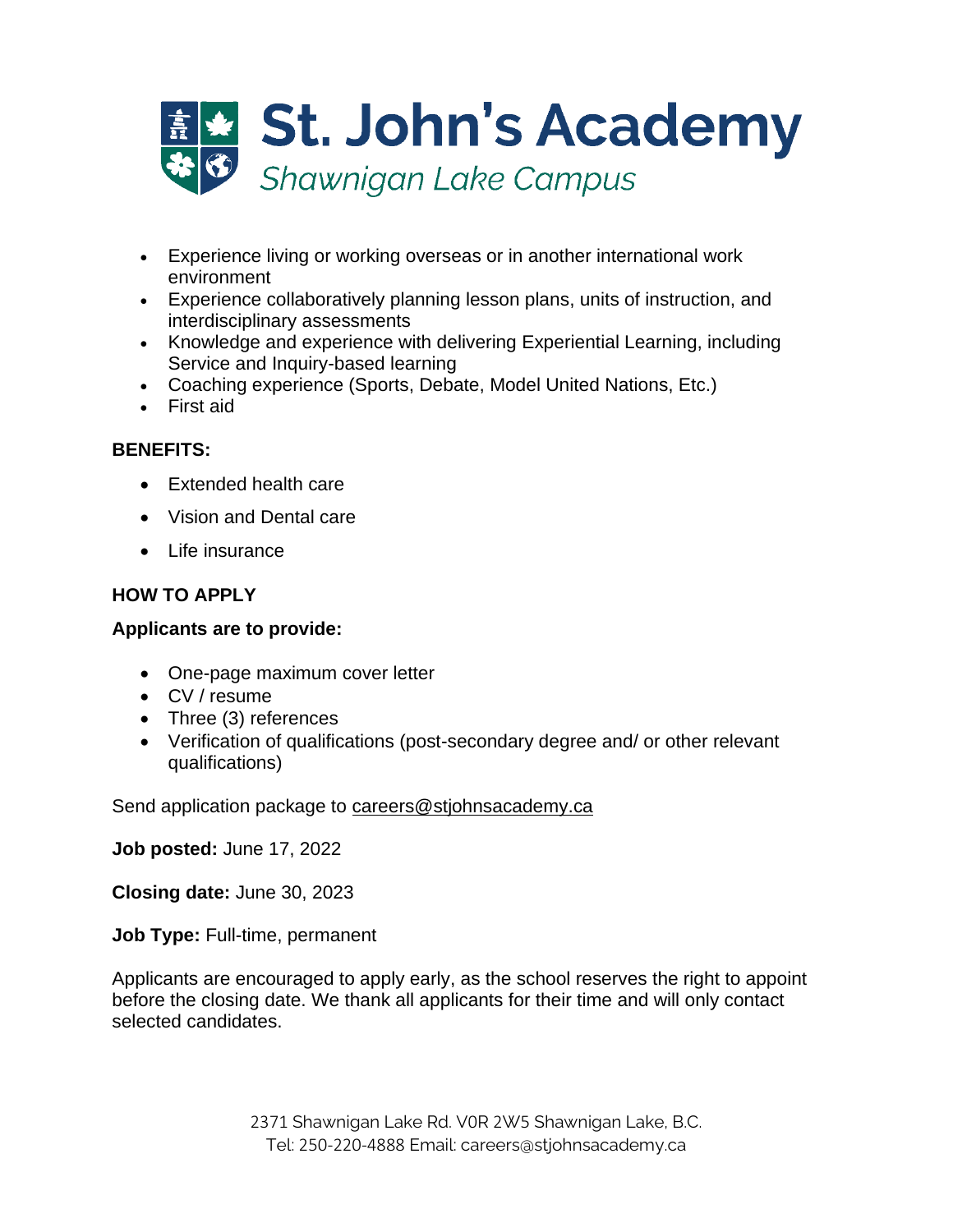- Experience living or working overseas or in another international work environment
- Experience collaboratively planning lesson plans, units of instruction, and interdisciplinary assessments
- Knowledge and experience with delivering Experiential Learning, including Service and Inquiry-based learning
- Coaching experience (Sports, Debate, Model United Nations, Etc.)
- First aid

**BENEFITS:**

- Extended health care
- Vision and Dental care
- Life insurance

**HOW TO APPLY**

**Applicants are to provide:**

- One-page maximum cover letter
- CV / resume
- Three (3) references
- Verification of qualifications (post-secondary degree and/ or other relevant qualifications)

Send application package to careers@stjohnsacademy.ca

**Job posted:** June 17, 2022

**Closing date:** June 30, 2023

**Job Type:** Full-time, permanent

Applicants are encouraged to apply early, as the school reserves the right to appoint before the closing date. We thank all applicants for their time and will only contact selected candidates.